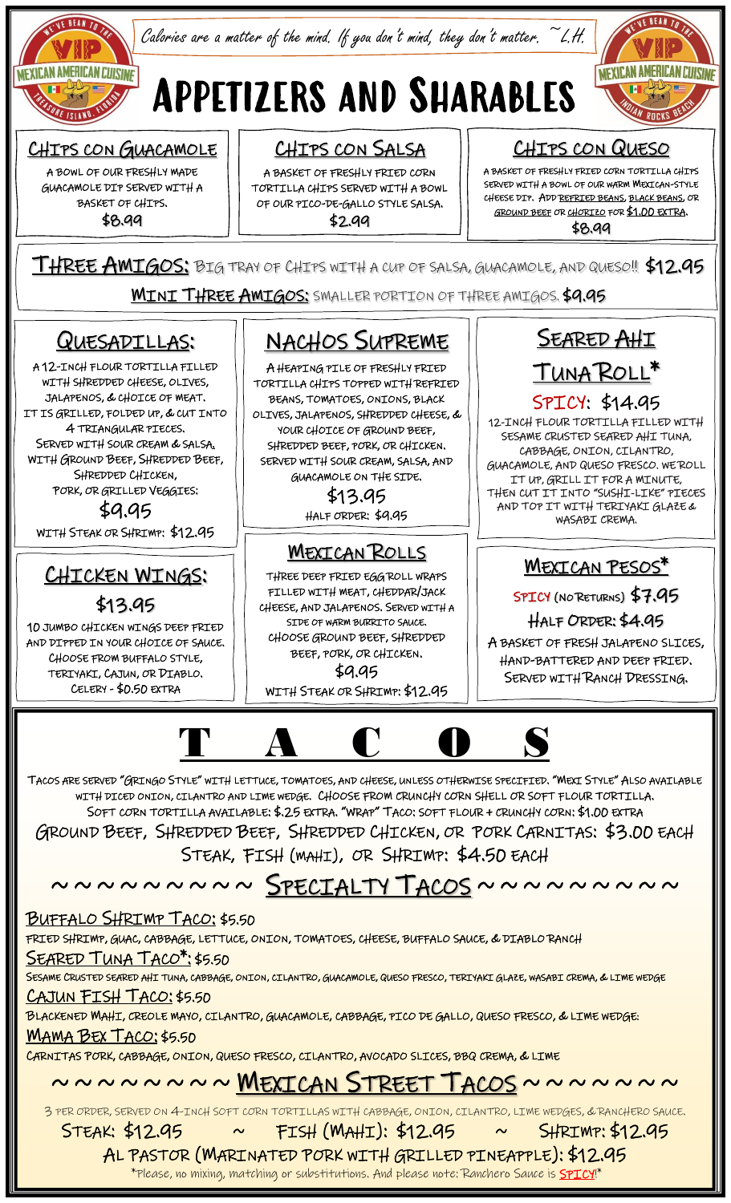*Calories are a matter of the mind. If you don't mind, they don't matter. ~L.H.*

# APPETIZERS AND SHARABLES

### CHIPS CON GUACAMOLE

A BOWL OF OUR FRESHLY MADE GUACAMOLE DIP SERVED WITH A BASKET OF CHIPS.

**$8.99**

### CHIPS CON SALSA

A BASKET OF FRESHLY FRIED CORN TORTILLA CHIPS SERVED WITH A BOWL OF OUR PICO-DE-GALLO STYLE SALSA.

**$2.99**

### CHIPS CON QUESO

A BASKET OF FRESHLY FRIED CORN TORTILLA CHIPS SERVED WITH A BOWL OF OUR WARM MEXICAN-STYLE CHEESE DIP. ADD REFRIED BEANS, BLACK BEANS, OR GROUND BEEF OR CHORIZO FOR $1.00 EXTRA.

**$8.99**

**THREE AMIGOS:** BIG TRAY OF CHIPS WITH A CUP OF SALSA, GUACAMOLE, AND QUESO!! **$12.95**

**MINI THREE AMIGOS:** SMALLER PORTION OF THREE AMIGOS. **$9.95**

### QUESADILLAS:

A 12-INCH FLOUR TORTILLA FILLED WITH SHREDDED CHEESE, OLIVES, JALAPENOS, & CHOICE OF MEAT. IT IS GRILLED, FOLDED UP, & CUT INTO 4 TRIANGULAR PIECES. SERVED WITH SOUR CREAM & SALSA. WITH GROUND BEEF, SHREDDED BEEF, SHREDDED CHICKEN, PORK, OR GRILLED VEGGIES:

**$9.95**

WITH STEAK OR SHRIMP: **$12.95**

### NACHOS SUPREME

A HEAPING PILE OF FRESHLY FRIED TORTILLA CHIPS TOPPED WITH REFRIED BEANS, TOMATOES, ONIONS, BLACK OLIVES, JALAPENOS, SHREDDED CHEESE, & YOUR CHOICE OF GROUND BEEF, SHREDDED BEEF, PORK, OR CHICKEN. SERVED WITH SOUR CREAM, SALSA, AND GUACAMOLE ON THE SIDE.

**$13.95**

HALF ORDER: **$9.95**

### SEARED AHI TUNA ROLL*

SPICY: **$14.95**

12-INCH FLOUR TORTILLA FILLED WITH SESAME CRUSTED SEARED AHI TUNA, CABBAGE, ONION, CILANTRO, GUACAMOLE, AND QUESO FRESCO. WE ROLL IT UP, GRILL IT FOR A MINUTE, THEN CUT IT INTO "SUSHI-LIKE" PIECES AND TOP IT WITH TERIYAKI GLAZE & WASABI CREMA.

### CHICKEN WINGS:

**$13.95**

10 JUMBO CHICKEN WINGS DEEP FRIED AND DIPPED IN YOUR CHOICE OF SAUCE. CHOOSE FROM BUFFALO STYLE, TERIYAKI, CAJUN, OR DIABLO. CELERY - $0.50 EXTRA

### MEXICAN ROLLS

THREE DEEP FRIED EGG ROLL WRAPS FILLED WITH MEAT, CHEDDAR/JACK CHEESE, AND JALAPENOS. SERVED WITH A SIDE OF WARM BURRITO SAUCE. CHOOSE GROUND BEEF, SHREDDED BEEF, PORK, OR CHICKEN.

**$9.95**

WITH STEAK OR SHRIMP: **$12.95**

### MEXICAN PESOS*

SPICY (NO RETURNS) **$7.95**

HALF ORDER: **$4.95**

A BASKET OF FRESH JALAPENO SLICES, HAND-BATTERED AND DEEP FRIED. SERVED WITH RANCH DRESSING.

# T A C O S

TACOS ARE SERVED "GRINGO STYLE" WITH LETTUCE, TOMATOES, AND CHEESE, UNLESS OTHERWISE SPECIFIED. "MEXI STYLE" ALSO AVAILABLE WITH DICED ONION, CILANTRO AND LIME WEDGE. CHOOSE FROM CRUNCHY CORN SHELL OR SOFT FLOUR TORTILLA. SOFT CORN TORTILLA AVAILABLE: $.25 EXTRA. "WRAP" TACO: SOFT FLOUR + CRUNCHY CORN: $1.00 EXTRA

GROUND BEEF, SHREDDED BEEF, SHREDDED CHICKEN, OR PORK CARNITAS: $3.00 EACH

STEAK, FISH (MAHI), OR SHRIMP: $4.50 EACH

## ~~~~~~~~~ SPECIALTY TACOS ~~~~~~~~~

**BUFFALO SHRIMP TACO:** $5.50
FRIED SHRIMP, GUAC, CABBAGE, LETTUCE, ONION, TOMATOES, CHEESE, BUFFALO SAUCE, & DIABLO RANCH

**SEARED TUNA TACO*:** $5.50
SESAME CRUSTED SEARED AHI TUNA, CABBAGE, ONION, CILANTRO, GUACAMOLE, QUESO FRESCO, TERIYAKI GLAZE, WASABI CREMA, & LIME WEDGE

**CAJUN FISH TACO:** $5.50
BLACKENED MAHI, CREOLE MAYO, CILANTRO, GUACAMOLE, CABBAGE, PICO DE GALLO, QUESO FRESCO, & LIME WEDGE.

**MAMA BEX TACO:** $5.50
CARNITAS PORK, CABBAGE, ONION, QUESO FRESCO, CILANTRO, AVOCADO SLICES, BBQ CREMA, & LIME

## ~~~~~~~~~ MEXICAN STREET TACOS ~~~~~~~~

3 PER ORDER, SERVED ON 4-INCH SOFT CORN TORTILLAS WITH CABBAGE, ONION, CILANTRO, LIME WEDGES, & RANCHERO SAUCE.

STEAK: $12.95 ~ FISH (MAHI): $12.95 ~ SHRIMP: $12.95

AL PASTOR (MARINATED PORK WITH GRILLED PINEAPPLE): $12.95

*Please, no mixing, matching or substitutions. And please note: Ranchero Sauce is SPICY!*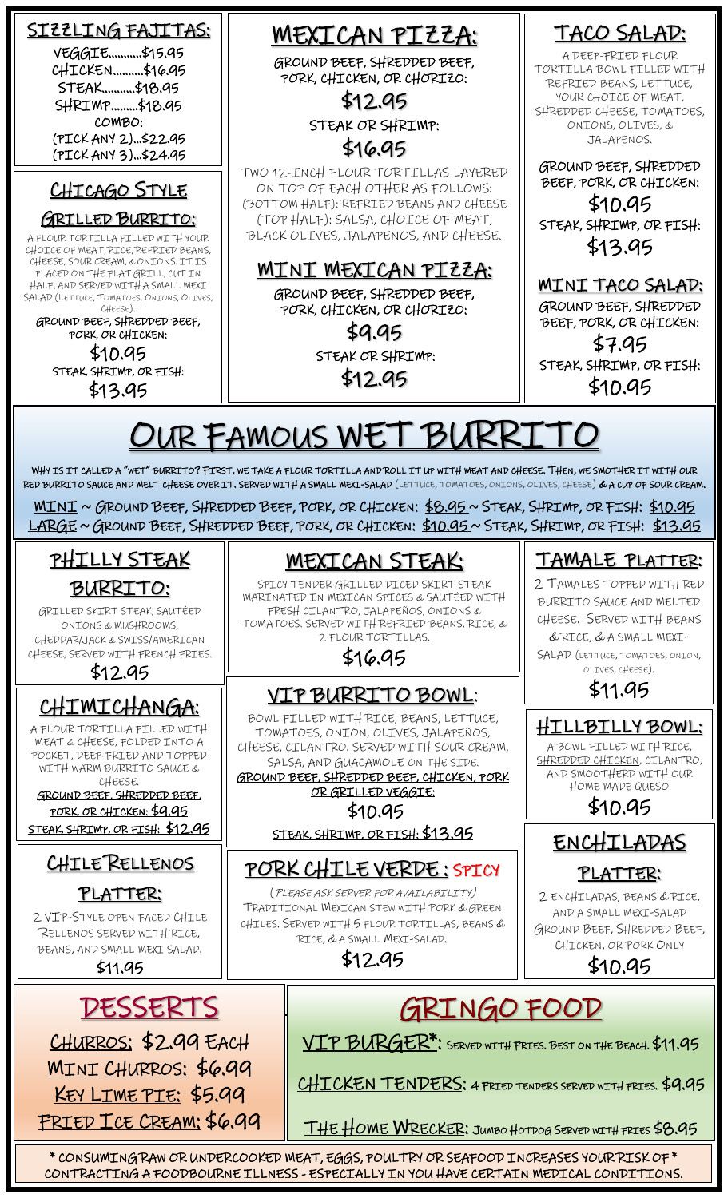## SIZZLING FAJITAS:

VEGGIE..........$15.95
CHICKEN..........$16.95
STEAK..........$18.95
SHRIMP..........$18.95
COMBO:
(PICK ANY 2)...$22.95
(PICK ANY 3)...$24.95

## CHICAGO STYLE GRILLED BURRITO:

A FLOUR TORTILLA FILLED WITH YOUR CHOICE OF MEAT, RICE, REFRIED BEANS, CHEESE, SOUR CREAM, & ONIONS. IT IS PLACED ON THE FLAT GRILL, CUT IN HALF, AND SERVED WITH A SMALL MEXI SALAD (LETTUCE, TOMATOES, ONIONS, OLIVES, CHEESE).

GROUND BEEF, SHREDDED BEEF, PORK, OR CHICKEN:
$10.95
STEAK, SHRIMP, OR FISH:
$13.95

## MEXICAN PIZZA:

GROUND BEEF, SHREDDED BEEF, PORK, CHICKEN, OR CHORIZO:
$12.95
STEAK OR SHRIMP:
$16.95

TWO 12-INCH FLOUR TORTILLAS LAYERED ON TOP OF EACH OTHER AS FOLLOWS: (BOTTOM HALF): REFRIED BEANS AND CHEESE (TOP HALF): SALSA, CHOICE OF MEAT, BLACK OLIVES, JALAPENOS, AND CHEESE.

## MINI MEXICAN PIZZA:

GROUND BEEF, SHREDDED BEEF, PORK, CHICKEN, OR CHORIZO:
$9.95
STEAK OR SHRIMP:
$12.95

## TACO SALAD:

A DEEP-FRIED FLOUR TORTILLA BOWL FILLED WITH REFRIED BEANS, LETTUCE, YOUR CHOICE OF MEAT, SHREDDED CHEESE, TOMATOES, ONIONS, OLIVES, & JALAPENOS.

GROUND BEEF, SHREDDED BEEF, PORK, OR CHICKEN:
$10.95
STEAK, SHRIMP, OR FISH:
$13.95

## MINI TACO SALAD:

GROUND BEEF, SHREDDED BEEF, PORK, OR CHICKEN:
$7.95
STEAK, SHRIMP, OR FISH:
$10.95

# OUR FAMOUS WET BURRITO

WHY IS IT CALLED A "WET" BURRITO? FIRST, WE TAKE A FLOUR TORTILLA AND ROLL IT UP WITH MEAT AND CHEESE. THEN, WE SMOTHER IT WITH OUR RED BURRITO SAUCE AND MELT CHEESE OVER IT. SERVED WITH A SMALL MEXI-SALAD (LETTUCE, TOMATOES, ONIONS, OLIVES, CHEESE) & A CUP OF SOUR CREAM.

MINI ~ GROUND BEEF, SHREDDED BEEF, PORK, OR CHICKEN: $8.95 ~ STEAK, SHRIMP, OR FISH: $10.95
LARGE ~ GROUND BEEF, SHREDDED BEEF, PORK, OR CHICKEN: $10.95 ~ STEAK, SHRIMP, OR FISH: $13.95

## PHILLY STEAK BURRITO:

GRILLED SKIRT STEAK, SAUTÉED ONIONS & MUSHROOMS, CHEDDAR/JACK & SWISS/AMERICAN CHEESE, SERVED WITH FRENCH FRIES.
$12.95

## CHIMICHANGA:

A FLOUR TORTILLA FILLED WITH MEAT & CHEESE, FOLDED INTO A POCKET, DEEP-FRIED AND TOPPED WITH WARM BURRITO SAUCE & CHEESE.

GROUND BEEF, SHREDDED BEEF, PORK, OR CHICKEN: $9.95
STEAK, SHRIMP, OR FISH: $12.95

## CHILE RELLENOS PLATTER:

2 VIP-STYLE OPEN FACED CHILE RELLENOS SERVED WITH RICE, BEANS, AND SMALL MEXI SALAD.
$11.95

## MEXICAN STEAK:

SPICY TENDER GRILLED DICED SKIRT STEAK MARINATED IN MEXICAN SPICES & SAUTÉED WITH FRESH CILANTRO, JALAPEÑOS, ONIONS & TOMATOES. SERVED WITH REFRIED BEANS, RICE, & 2 FLOUR TORTILLAS.
$16.95

## VIP BURRITO BOWL:

BOWL FILLED WITH RICE, BEANS, LETTUCE, TOMATOES, ONION, OLIVES, JALAPEÑOS, CHEESE, CILANTRO. SERVED WITH SOUR CREAM, SALSA, AND GUACAMOLE ON THE SIDE.

GROUND BEEF, SHREDDED BEEF, CHICKEN, PORK OR GRILLED VEGGIE:
$10.95
STEAK, SHRIMP, OR FISH: $13.95

## PORK CHILE VERDE: SPICY

*(PLEASE ASK SERVER FOR AVAILABILITY)*
TRADITIONAL MEXICAN STEW WITH PORK & GREEN CHILES. SERVED WITH 5 FLOUR TORTILLAS, BEANS & RICE, & A SMALL MEXI-SALAD.
$12.95

## TAMALE PLATTER:

2 TAMALES TOPPED WITH RED BURRITO SAUCE AND MELTED CHEESE. SERVED WITH BEANS & RICE, & A SMALL MEXI-SALAD (LETTUCE, TOMATOES, ONION, OLIVES, CHEESE).
$11.95

## HILLBILLY BOWL:

A BOWL FILLED WITH RICE, SHREDDED CHICKEN, CILANTRO, AND SMOOTHERD WITH OUR HOME MADE QUESO
$10.95

## ENCHILADAS PLATTER:

2 ENCHILADAS, BEANS & RICE, AND A SMALL MEXI-SALAD
GROUND BEEF, SHREDDED BEEF, CHICKEN, OR PORK ONLY
$10.95

## DESSERTS

CHURROS: $2.99 EACH
MINI CHURROS: $6.99
KEY LIME PIE: $5.99
FRIED ICE CREAM: $6.99

## GRINGO FOOD

VIP BURGER*: SERVED WITH FRIES. BEST ON THE BEACH. $11.95

CHICKEN TENDERS: 4 FRIED TENDERS SERVED WITH FRIES. $9.95

THE HOME WRECKER: JUMBO HOTDOG SERVED WITH FRIES $8.95

* CONSUMING RAW OR UNDERCOOKED MEAT, EGGS, POULTRY OR SEAFOOD INCREASES YOUR RISK OF * CONTRACTING A FOODBOURNE ILLNESS - ESPECIALLY IN YOU HAVE CERTAIN MEDICAL CONDITIONS.